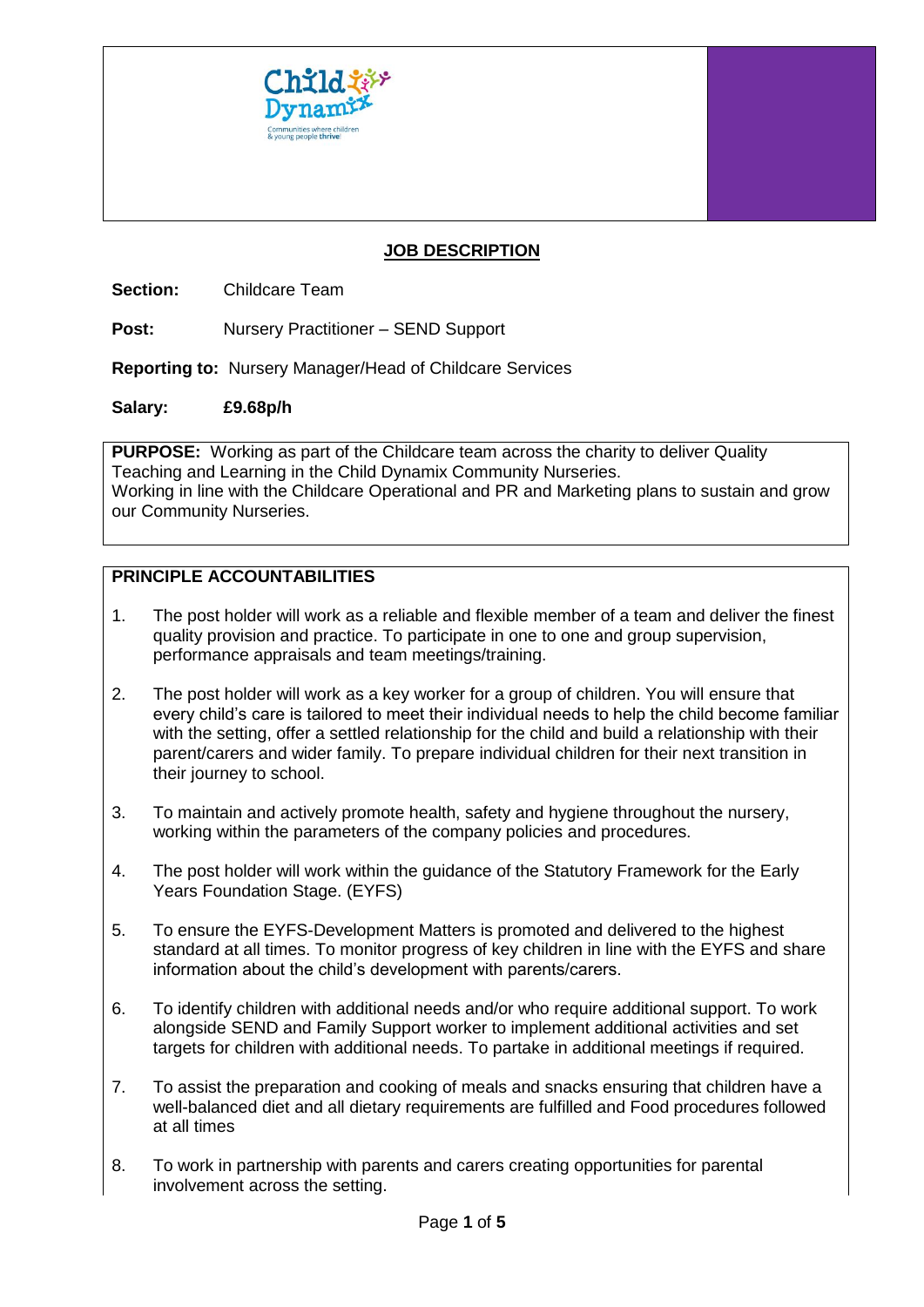## JOB DESCRIPTION

**Section:** Childcare Team

**Post:** Nursery Practitioner – SEND Support

**Reporting to:** Nursery Manager/Head of Childcare Services

**Salary:** **£9.68p/h**

**PURPOSE:** Working as part of the Childcare team across the charity to deliver Quality Teaching and Learning in the Child Dynamix Community Nurseries.
Working in line with the Childcare Operational and PR and Marketing plans to sustain and grow our Community Nurseries.

**PRINCIPLE ACCOUNTABILITIES**

1. The post holder will work as a reliable and flexible member of a team and deliver the finest quality provision and practice. To participate in one to one and group supervision, performance appraisals and team meetings/training.

2. The post holder will work as a key worker for a group of children. You will ensure that every child's care is tailored to meet their individual needs to help the child become familiar with the setting, offer a settled relationship for the child and build a relationship with their parent/carers and wider family. To prepare individual children for their next transition in their journey to school.

3. To maintain and actively promote health, safety and hygiene throughout the nursery, working within the parameters of the company policies and procedures.

4. The post holder will work within the guidance of the Statutory Framework for the Early Years Foundation Stage. (EYFS)

5. To ensure the EYFS-Development Matters is promoted and delivered to the highest standard at all times. To monitor progress of key children in line with the EYFS and share information about the child's development with parents/carers.

6. To identify children with additional needs and/or who require additional support. To work alongside SEND and Family Support worker to implement additional activities and set targets for children with additional needs. To partake in additional meetings if required.

7. To assist the preparation and cooking of meals and snacks ensuring that children have a well-balanced diet and all dietary requirements are fulfilled and Food procedures followed at all times

8. To work in partnership with parents and carers creating opportunities for parental involvement across the setting.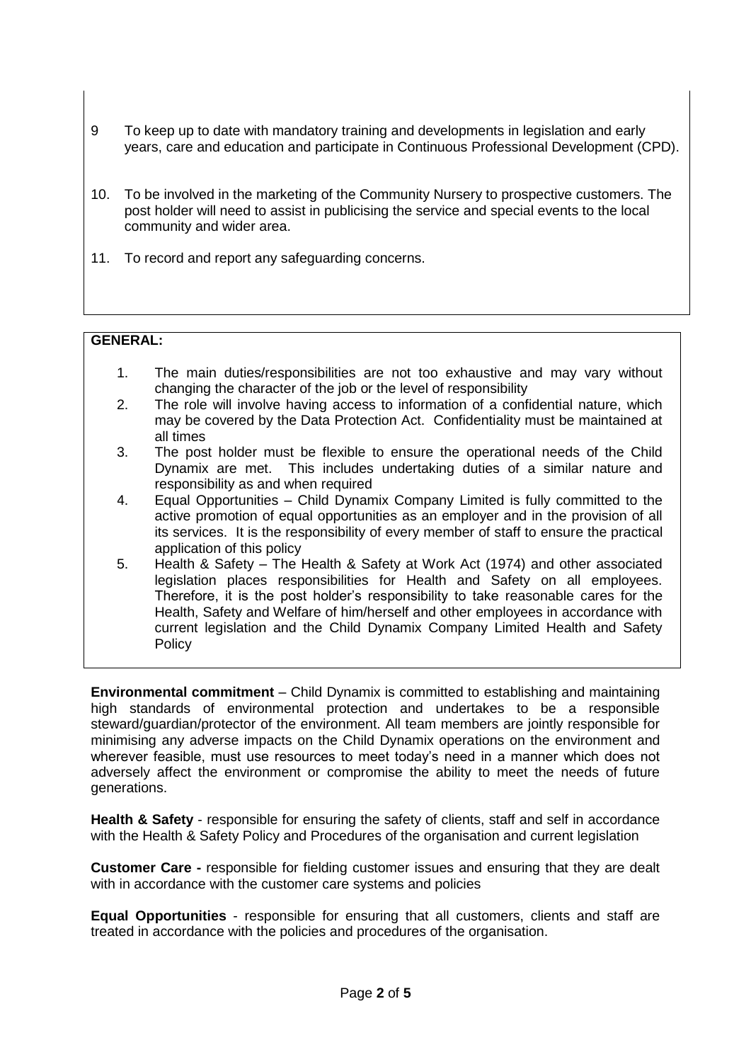9. To keep up to date with mandatory training and developments in legislation and early years, care and education and participate in Continuous Professional Development (CPD).

10. To be involved in the marketing of the Community Nursery to prospective customers. The post holder will need to assist in publicising the service and special events to the local community and wider area.

11. To record and report any safeguarding concerns.

**GENERAL:**

1. The main duties/responsibilities are not too exhaustive and may vary without changing the character of the job or the level of responsibility
2. The role will involve having access to information of a confidential nature, which may be covered by the Data Protection Act. Confidentiality must be maintained at all times
3. The post holder must be flexible to ensure the operational needs of the Child Dynamix are met. This includes undertaking duties of a similar nature and responsibility as and when required
4. Equal Opportunities – Child Dynamix Company Limited is fully committed to the active promotion of equal opportunities as an employer and in the provision of all its services. It is the responsibility of every member of staff to ensure the practical application of this policy
5. Health & Safety – The Health & Safety at Work Act (1974) and other associated legislation places responsibilities for Health and Safety on all employees. Therefore, it is the post holder's responsibility to take reasonable cares for the Health, Safety and Welfare of him/herself and other employees in accordance with current legislation and the Child Dynamix Company Limited Health and Safety Policy

**Environmental commitment** – Child Dynamix is committed to establishing and maintaining high standards of environmental protection and undertakes to be a responsible steward/guardian/protector of the environment. All team members are jointly responsible for minimising any adverse impacts on the Child Dynamix operations on the environment and wherever feasible, must use resources to meet today's need in a manner which does not adversely affect the environment or compromise the ability to meet the needs of future generations.

**Health & Safety** - responsible for ensuring the safety of clients, staff and self in accordance with the Health & Safety Policy and Procedures of the organisation and current legislation

**Customer Care -** responsible for fielding customer issues and ensuring that they are dealt with in accordance with the customer care systems and policies

**Equal Opportunities** - responsible for ensuring that all customers, clients and staff are treated in accordance with the policies and procedures of the organisation.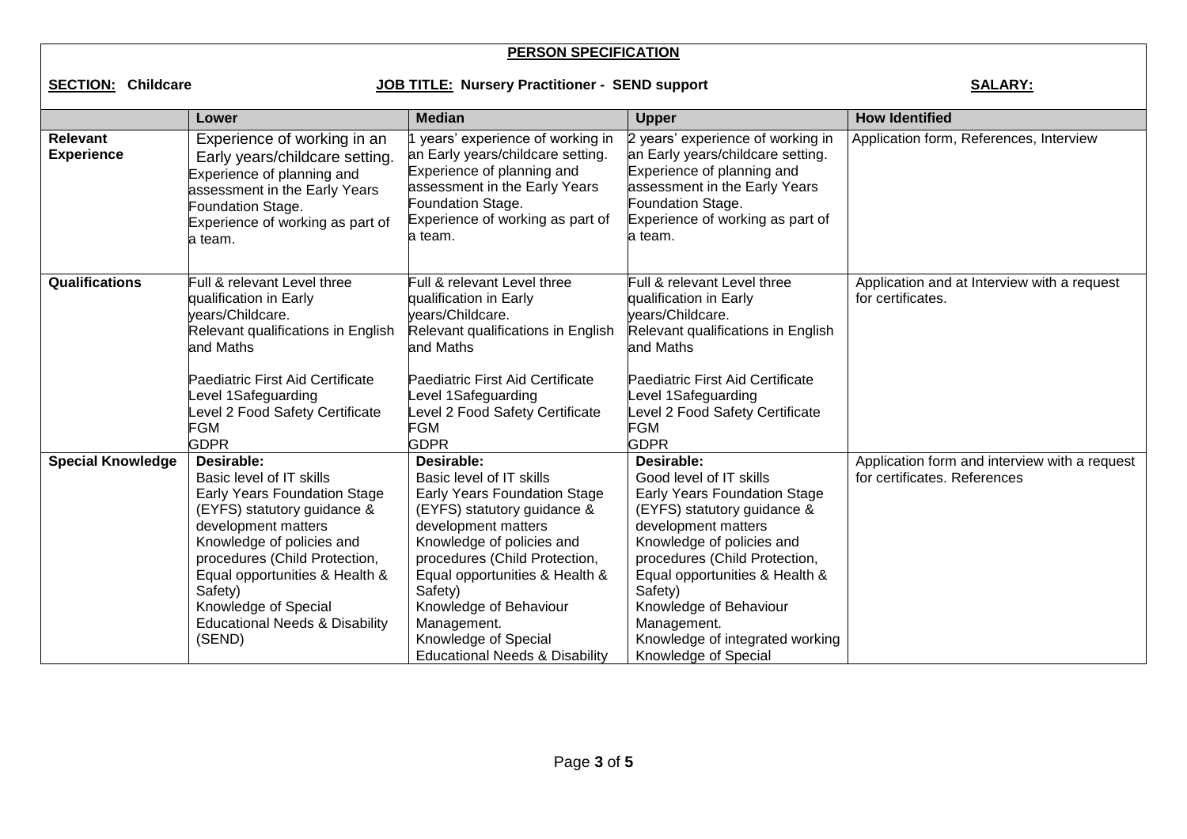**PERSON SPECIFICATION**

**SECTION: Childcare** | **JOB TITLE: Nursery Practitioner - SEND support** | **SALARY:**

| | Lower | Median | Upper | How Identified |
|---|---|---|---|---|
| **Relevant Experience** | Experience of working in an Early years/childcare setting.<br>Experience of planning and assessment in the Early Years Foundation Stage.<br>Experience of working as part of a team. | 1 years' experience of working in an Early years/childcare setting.<br>Experience of planning and assessment in the Early Years Foundation Stage.<br>Experience of working as part of a team. | 2 years' experience of working in an Early years/childcare setting.<br>Experience of planning and assessment in the Early Years Foundation Stage.<br>Experience of working as part of a team. | Application form, References, Interview |
| **Qualifications** | Full & relevant Level three qualification in Early years/Childcare.<br>Relevant qualifications in English and Maths<br><br>Paediatric First Aid Certificate<br>Level 1Safeguarding<br>Level 2 Food Safety Certificate<br>FGM<br>GDPR | Full & relevant Level three qualification in Early years/Childcare.<br>Relevant qualifications in English and Maths<br><br>Paediatric First Aid Certificate<br>Level 1Safeguarding<br>Level 2 Food Safety Certificate<br>FGM<br>GDPR | Full & relevant Level three qualification in Early years/Childcare.<br>Relevant qualifications in English and Maths<br><br>Paediatric First Aid Certificate<br>Level 1Safeguarding<br>Level 2 Food Safety Certificate<br>FGM<br>GDPR | Application and at Interview with a request for certificates. |
| **Special Knowledge** | **Desirable:**<br>Basic level of IT skills<br>Early Years Foundation Stage (EYFS) statutory guidance & development matters<br>Knowledge of policies and procedures (Child Protection, Equal opportunities & Health & Safety)<br>Knowledge of Special Educational Needs & Disability (SEND) | **Desirable:**<br>Basic level of IT skills<br>Early Years Foundation Stage (EYFS) statutory guidance & development matters<br>Knowledge of policies and procedures (Child Protection, Equal opportunities & Health & Safety)<br>Knowledge of Behaviour Management.<br>Knowledge of Special Educational Needs & Disability | **Desirable:**<br>Good level of IT skills<br>Early Years Foundation Stage (EYFS) statutory guidance & development matters<br>Knowledge of policies and procedures (Child Protection, Equal opportunities & Health & Safety)<br>Knowledge of Behaviour Management.<br>Knowledge of integrated working<br>Knowledge of Special | Application form and interview with a request for certificates. References |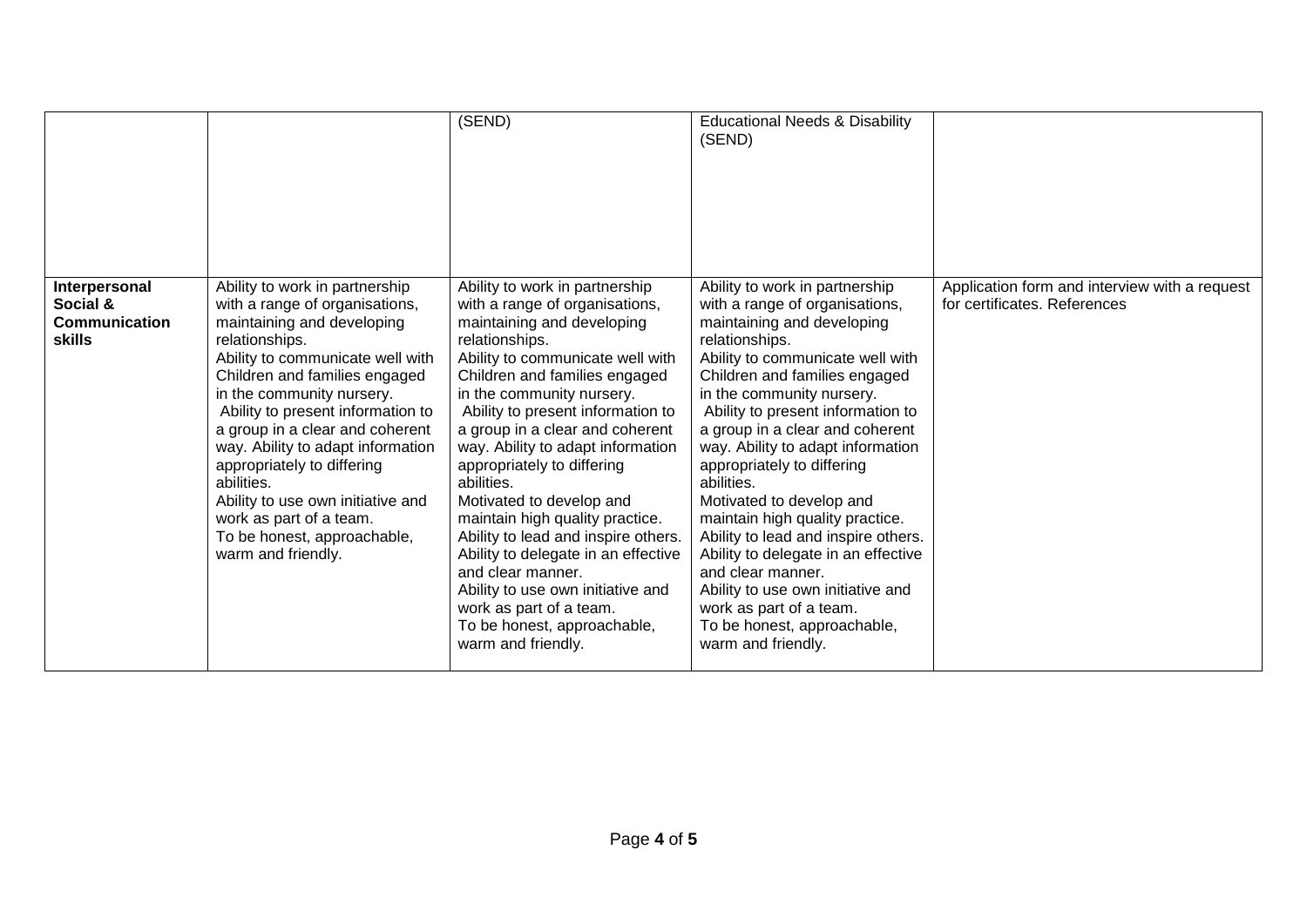| | | | | |
|---|---|---|---|---|
| | | (SEND) | Educational Needs & Disability (SEND) | |
| **Interpersonal Social & Communication skills** | Ability to work in partnership with a range of organisations, maintaining and developing relationships.<br>Ability to communicate well with Children and families engaged in the community nursery.<br>Ability to present information to a group in a clear and coherent way. Ability to adapt information appropriately to differing abilities.<br>Ability to use own initiative and work as part of a team.<br>To be honest, approachable, warm and friendly. | Ability to work in partnership with a range of organisations, maintaining and developing relationships.<br>Ability to communicate well with Children and families engaged in the community nursery.<br>Ability to present information to a group in a clear and coherent way. Ability to adapt information appropriately to differing abilities.<br>Motivated to develop and maintain high quality practice.<br>Ability to lead and inspire others.<br>Ability to delegate in an effective and clear manner.<br>Ability to use own initiative and work as part of a team.<br>To be honest, approachable, warm and friendly. | Ability to work in partnership with a range of organisations, maintaining and developing relationships.<br>Ability to communicate well with Children and families engaged in the community nursery.<br>Ability to present information to a group in a clear and coherent way. Ability to adapt information appropriately to differing abilities.<br>Motivated to develop and maintain high quality practice.<br>Ability to lead and inspire others.<br>Ability to delegate in an effective and clear manner.<br>Ability to use own initiative and work as part of a team.<br>To be honest, approachable, warm and friendly. | Application form and interview with a request for certificates. References |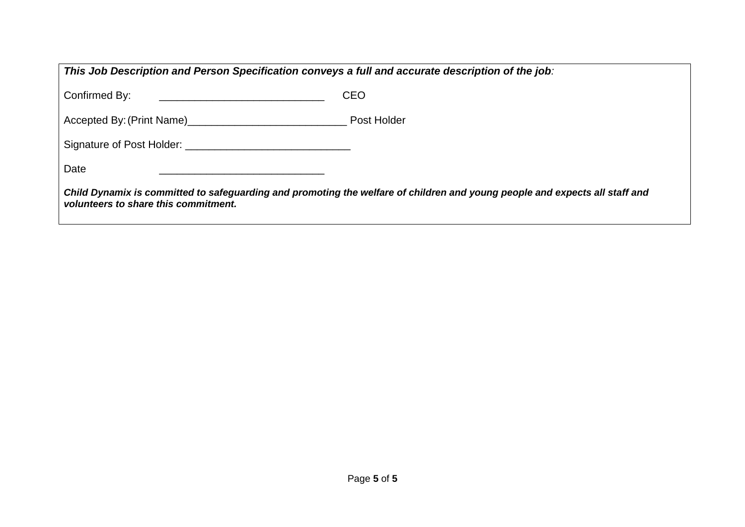***This Job Description and Person Specification conveys a full and accurate description of the job:***

Confirmed By: ____________________________ CEO

Accepted By: (Print Name)___________________________ Post Holder

Signature of Post Holder: ____________________________

Date ____________________________

***Child Dynamix is committed to safeguarding and promoting the welfare of children and young people and expects all staff and volunteers to share this commitment.***